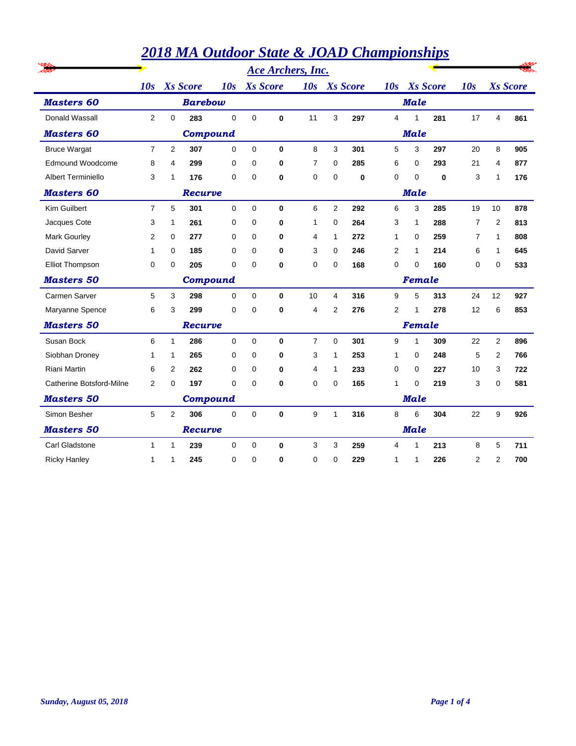# 2018 MA Outdoor State & JOAD Championships

## Ace Archers, Inc.

| Name | 10s | Xs | Score | 10s | Xs | Score | 10s | Xs | Score | 10s | Xs | Score | 10s | Xs | Score |
|---|---|---|---|---|---|---|---|---|---|---|---|---|---|---|---|
| **Masters 60** | | | **Barebow** | | | | | | | | **Male** | | | | |
| Donald Wassall | 2 | 0 | **283** | 0 | 0 | **0** | 11 | 3 | **297** | 4 | 1 | **281** | 17 | 4 | **861** |
| **Masters 60** | | | **Compound** | | | | | | | | **Male** | | | | |
| Bruce Wargat | 7 | 2 | **307** | 0 | 0 | **0** | 8 | 3 | **301** | 5 | 3 | **297** | 20 | 8 | **905** |
| Edmound Woodcome | 8 | 4 | **299** | 0 | 0 | **0** | 7 | 0 | **285** | 6 | 0 | **293** | 21 | 4 | **877** |
| Albert Terminiello | 3 | 1 | **176** | 0 | 0 | **0** | 0 | 0 | **0** | 0 | 0 | **0** | 3 | 1 | **176** |
| **Masters 60** | | | **Recurve** | | | | | | | | **Male** | | | | |
| Kim Guilbert | 7 | 5 | **301** | 0 | 0 | **0** | 6 | 2 | **292** | 6 | 3 | **285** | 19 | 10 | **878** |
| Jacques Cote | 3 | 1 | **261** | 0 | 0 | **0** | 1 | 0 | **264** | 3 | 1 | **288** | 7 | 2 | **813** |
| Mark Gourley | 2 | 0 | **277** | 0 | 0 | **0** | 4 | 1 | **272** | 1 | 0 | **259** | 7 | 1 | **808** |
| David Sarver | 1 | 0 | **185** | 0 | 0 | **0** | 3 | 0 | **246** | 2 | 1 | **214** | 6 | 1 | **645** |
| Elliot Thompson | 0 | 0 | **205** | 0 | 0 | **0** | 0 | 0 | **168** | 0 | 0 | **160** | 0 | 0 | **533** |
| **Masters 50** | | | **Compound** | | | | | | | | **Female** | | | | |
| Carmen Sarver | 5 | 3 | **298** | 0 | 0 | **0** | 10 | 4 | **316** | 9 | 5 | **313** | 24 | 12 | **927** |
| Maryanne Spence | 6 | 3 | **299** | 0 | 0 | **0** | 4 | 2 | **276** | 2 | 1 | **278** | 12 | 6 | **853** |
| **Masters 50** | | | **Recurve** | | | | | | | | **Female** | | | | |
| Susan Bock | 6 | 1 | **286** | 0 | 0 | **0** | 7 | 0 | **301** | 9 | 1 | **309** | 22 | 2 | **896** |
| Siobhan Droney | 1 | 1 | **265** | 0 | 0 | **0** | 3 | 1 | **253** | 1 | 0 | **248** | 5 | 2 | **766** |
| Riani Martin | 6 | 2 | **262** | 0 | 0 | **0** | 4 | 1 | **233** | 0 | 0 | **227** | 10 | 3 | **722** |
| Catherine Botsford-Milne | 2 | 0 | **197** | 0 | 0 | **0** | 0 | 0 | **165** | 1 | 0 | **219** | 3 | 0 | **581** |
| **Masters 50** | | | **Compound** | | | | | | | | **Male** | | | | |
| Simon Besher | 5 | 2 | **306** | 0 | 0 | **0** | 9 | 1 | **316** | 8 | 6 | **304** | 22 | 9 | **926** |
| **Masters 50** | | | **Recurve** | | | | | | | | **Male** | | | | |
| Carl Gladstone | 1 | 1 | **239** | 0 | 0 | **0** | 3 | 3 | **259** | 4 | 1 | **213** | 8 | 5 | **711** |
| Ricky Hanley | 1 | 1 | **245** | 0 | 0 | **0** | 0 | 0 | **229** | 1 | 1 | **226** | 2 | 2 | **700** |

*Sunday, August 05, 2018*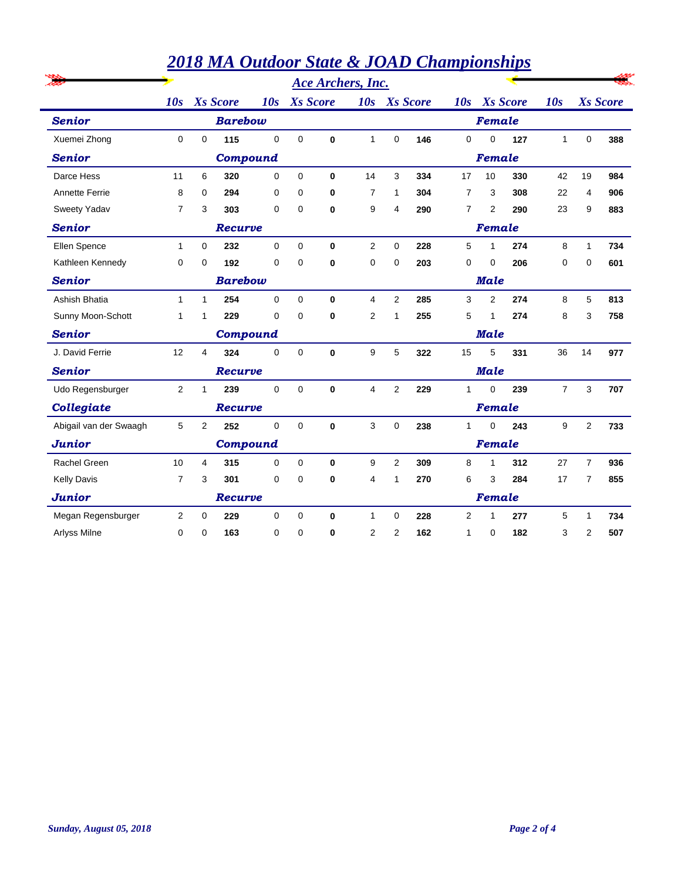# 2018 MA Outdoor State & JOAD Championships

## Ace Archers, Inc.

| | 10s | Xs | Score | 10s | Xs | Score | 10s | Xs | Score | 10s | Xs | Score | 10s | Xs | Score |
|---|---|---|---|---|---|---|---|---|---|---|---|---|---|---|---|
| ***Senior*** | | | ***Barebow*** | | | | | | | | ***Female*** | | | | |
| Xuemei Zhong | 0 | 0 | **115** | 0 | 0 | **0** | 1 | 0 | **146** | 0 | 0 | **127** | 1 | 0 | **388** |
| ***Senior*** | | | ***Compound*** | | | | | | | | ***Female*** | | | | |
| Darce Hess | 11 | 6 | **320** | 0 | 0 | **0** | 14 | 3 | **334** | 17 | 10 | **330** | 42 | 19 | **984** |
| Annette Ferrie | 8 | 0 | **294** | 0 | 0 | **0** | 7 | 1 | **304** | 7 | 3 | **308** | 22 | 4 | **906** |
| Sweety Yadav | 7 | 3 | **303** | 0 | 0 | **0** | 9 | 4 | **290** | 7 | 2 | **290** | 23 | 9 | **883** |
| ***Senior*** | | | ***Recurve*** | | | | | | | | ***Female*** | | | | |
| Ellen Spence | 1 | 0 | **232** | 0 | 0 | **0** | 2 | 0 | **228** | 5 | 1 | **274** | 8 | 1 | **734** |
| Kathleen Kennedy | 0 | 0 | **192** | 0 | 0 | **0** | 0 | 0 | **203** | 0 | 0 | **206** | 0 | 0 | **601** |
| ***Senior*** | | | ***Barebow*** | | | | | | | | ***Male*** | | | | |
| Ashish Bhatia | 1 | 1 | **254** | 0 | 0 | **0** | 4 | 2 | **285** | 3 | 2 | **274** | 8 | 5 | **813** |
| Sunny Moon-Schott | 1 | 1 | **229** | 0 | 0 | **0** | 2 | 1 | **255** | 5 | 1 | **274** | 8 | 3 | **758** |
| ***Senior*** | | | ***Compound*** | | | | | | | | ***Male*** | | | | |
| J. David Ferrie | 12 | 4 | **324** | 0 | 0 | **0** | 9 | 5 | **322** | 15 | 5 | **331** | 36 | 14 | **977** |
| ***Senior*** | | | ***Recurve*** | | | | | | | | ***Male*** | | | | |
| Udo Regensburger | 2 | 1 | **239** | 0 | 0 | **0** | 4 | 2 | **229** | 1 | 0 | **239** | 7 | 3 | **707** |
| ***Collegiate*** | | | ***Recurve*** | | | | | | | | ***Female*** | | | | |
| Abigail van der Swaagh | 5 | 2 | **252** | 0 | 0 | **0** | 3 | 0 | **238** | 1 | 0 | **243** | 9 | 2 | **733** |
| ***Junior*** | | | ***Compound*** | | | | | | | | ***Female*** | | | | |
| Rachel Green | 10 | 4 | **315** | 0 | 0 | **0** | 9 | 2 | **309** | 8 | 1 | **312** | 27 | 7 | **936** |
| Kelly Davis | 7 | 3 | **301** | 0 | 0 | **0** | 4 | 1 | **270** | 6 | 3 | **284** | 17 | 7 | **855** |
| ***Junior*** | | | ***Recurve*** | | | | | | | | ***Female*** | | | | |
| Megan Regensburger | 2 | 0 | **229** | 0 | 0 | **0** | 1 | 0 | **228** | 2 | 1 | **277** | 5 | 1 | **734** |
| Arlyss Milne | 0 | 0 | **163** | 0 | 0 | **0** | 2 | 2 | **162** | 1 | 0 | **182** | 3 | 2 | **507** |

*Sunday, August 05, 2018*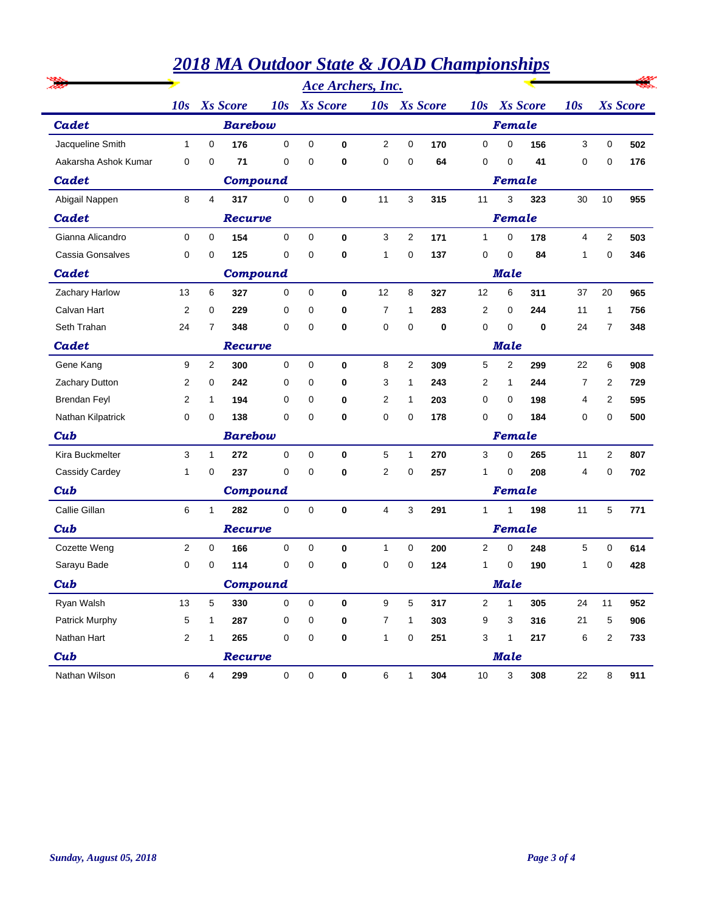# 2018 MA Outdoor State & JOAD Championships

## Ace Archers, Inc.

| Name | 10s | Xs | Score | 10s | Xs | Score | 10s | Xs | Score | 10s | Xs | Score | 10s | Xs | Score |
|---|---|---|---|---|---|---|---|---|---|---|---|---|---|---|---|
| **Cadet** | | | **Barebow** | | | | | | | | **Female** | | | | |
| Jacqueline Smith | 1 | 0 | **176** | 0 | 0 | **0** | 2 | 0 | **170** | 0 | 0 | **156** | 3 | 0 | **502** |
| Aakarsha Ashok Kumar | 0 | 0 | **71** | 0 | 0 | **0** | 0 | 0 | **64** | 0 | 0 | **41** | 0 | 0 | **176** |
| **Cadet** | | | **Compound** | | | | | | | | **Female** | | | | |
| Abigail Nappen | 8 | 4 | **317** | 0 | 0 | **0** | 11 | 3 | **315** | 11 | 3 | **323** | 30 | 10 | **955** |
| **Cadet** | | | **Recurve** | | | | | | | | **Female** | | | | |
| Gianna Alicandro | 0 | 0 | **154** | 0 | 0 | **0** | 3 | 2 | **171** | 1 | 0 | **178** | 4 | 2 | **503** |
| Cassia Gonsalves | 0 | 0 | **125** | 0 | 0 | **0** | 1 | 0 | **137** | 0 | 0 | **84** | 1 | 0 | **346** |
| **Cadet** | | | **Compound** | | | | | | | | **Male** | | | | |
| Zachary Harlow | 13 | 6 | **327** | 0 | 0 | **0** | 12 | 8 | **327** | 12 | 6 | **311** | 37 | 20 | **965** |
| Calvan Hart | 2 | 0 | **229** | 0 | 0 | **0** | 7 | 1 | **283** | 2 | 0 | **244** | 11 | 1 | **756** |
| Seth Trahan | 24 | 7 | **348** | 0 | 0 | **0** | 0 | 0 | **0** | 0 | 0 | **0** | 24 | 7 | **348** |
| **Cadet** | | | **Recurve** | | | | | | | | **Male** | | | | |
| Gene Kang | 9 | 2 | **300** | 0 | 0 | **0** | 8 | 2 | **309** | 5 | 2 | **299** | 22 | 6 | **908** |
| Zachary Dutton | 2 | 0 | **242** | 0 | 0 | **0** | 3 | 1 | **243** | 2 | 1 | **244** | 7 | 2 | **729** |
| Brendan Feyl | 2 | 1 | **194** | 0 | 0 | **0** | 2 | 1 | **203** | 0 | 0 | **198** | 4 | 2 | **595** |
| Nathan Kilpatrick | 0 | 0 | **138** | 0 | 0 | **0** | 0 | 0 | **178** | 0 | 0 | **184** | 0 | 0 | **500** |
| **Cub** | | | **Barebow** | | | | | | | | **Female** | | | | |
| Kira Buckmelter | 3 | 1 | **272** | 0 | 0 | **0** | 5 | 1 | **270** | 3 | 0 | **265** | 11 | 2 | **807** |
| Cassidy Cardey | 1 | 0 | **237** | 0 | 0 | **0** | 2 | 0 | **257** | 1 | 0 | **208** | 4 | 0 | **702** |
| **Cub** | | | **Compound** | | | | | | | | **Female** | | | | |
| Callie Gillan | 6 | 1 | **282** | 0 | 0 | **0** | 4 | 3 | **291** | 1 | 1 | **198** | 11 | 5 | **771** |
| **Cub** | | | **Recurve** | | | | | | | | **Female** | | | | |
| Cozette Weng | 2 | 0 | **166** | 0 | 0 | **0** | 1 | 0 | **200** | 2 | 0 | **248** | 5 | 0 | **614** |
| Sarayu Bade | 0 | 0 | **114** | 0 | 0 | **0** | 0 | 0 | **124** | 1 | 0 | **190** | 1 | 0 | **428** |
| **Cub** | | | **Compound** | | | | | | | | **Male** | | | | |
| Ryan Walsh | 13 | 5 | **330** | 0 | 0 | **0** | 9 | 5 | **317** | 2 | 1 | **305** | 24 | 11 | **952** |
| Patrick Murphy | 5 | 1 | **287** | 0 | 0 | **0** | 7 | 1 | **303** | 9 | 3 | **316** | 21 | 5 | **906** |
| Nathan Hart | 2 | 1 | **265** | 0 | 0 | **0** | 1 | 0 | **251** | 3 | 1 | **217** | 6 | 2 | **733** |
| **Cub** | | | **Recurve** | | | | | | | | **Male** | | | | |
| Nathan Wilson | 6 | 4 | **299** | 0 | 0 | **0** | 6 | 1 | **304** | 10 | 3 | **308** | 22 | 8 | **911** |

*Sunday, August 05, 2018*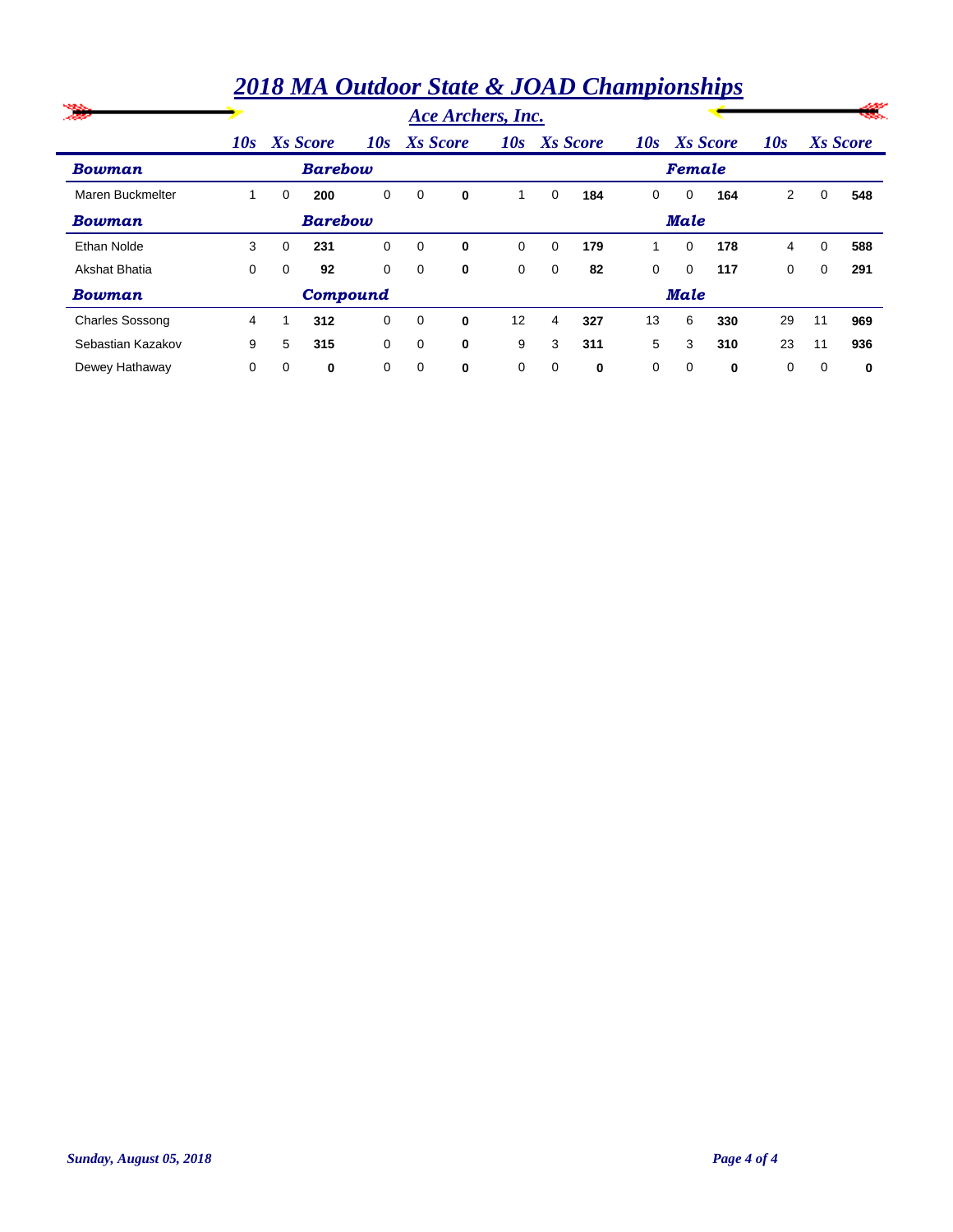## *2018 MA Outdoor State & JOAD Championships*

### *Ace Archers, Inc.*

| | 10s | Xs | Score | 10s | Xs | Score | 10s | Xs | Score | 10s | Xs | Score | 10s | Xs | Score |
|---|---|---|---|---|---|---|---|---|---|---|---|---|---|---|---|
| ***Bowman*** | | | ***Barebow*** | | | | | | | | ***Female*** | | | | |
| Maren Buckmelter | 1 | 0 | **200** | 0 | 0 | **0** | 1 | 0 | **184** | 0 | 0 | **164** | 2 | 0 | **548** |
| ***Bowman*** | | | ***Barebow*** | | | | | | | | ***Male*** | | | | |
| Ethan Nolde | 3 | 0 | **231** | 0 | 0 | **0** | 0 | 0 | **179** | 1 | 0 | **178** | 4 | 0 | **588** |
| Akshat Bhatia | 0 | 0 | **92** | 0 | 0 | **0** | 0 | 0 | **82** | 0 | 0 | **117** | 0 | 0 | **291** |
| ***Bowman*** | | | ***Compound*** | | | | | | | | ***Male*** | | | | |
| Charles Sossong | 4 | 1 | **312** | 0 | 0 | **0** | 12 | 4 | **327** | 13 | 6 | **330** | 29 | 11 | **969** |
| Sebastian Kazakov | 9 | 5 | **315** | 0 | 0 | **0** | 9 | 3 | **311** | 5 | 3 | **310** | 23 | 11 | **936** |
| Dewey Hathaway | 0 | 0 | **0** | 0 | 0 | **0** | 0 | 0 | **0** | 0 | 0 | **0** | 0 | 0 | **0** |

*Sunday, August 05, 2018*